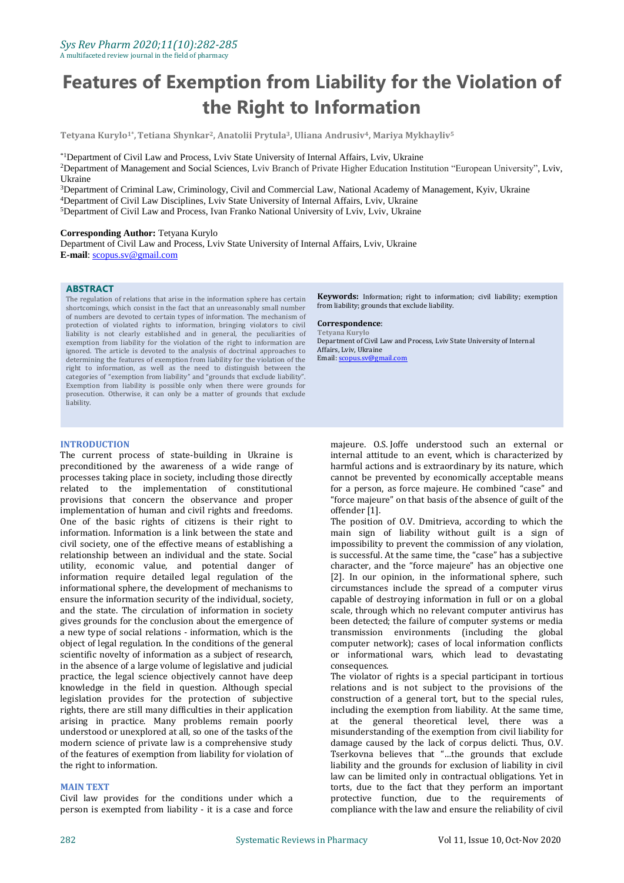# Features of Exemption from Liability for the Violation of the Right to Information

**Tetyana Kurylo[1*], Tetiana Shynkar[2], Anatolii Prytula[3], Uliana Andrusiv[4], Mariya Mykhayliv[5]**

[*1]Department of Civil Law and Process, Lviv State University of Internal Affairs, Lviv, Ukraine
[2]Department of Management and Social Sciences, Lviv Branch of Private Higher Education Institution "European University", Lviv, Ukraine
[3]Department of Criminal Law, Criminology, Civil and Commercial Law, National Academy of Management, Kyiv, Ukraine
[4]Department of Civil Law Disciplines, Lviv State University of Internal Affairs, Lviv, Ukraine
[5]Department of Civil Law and Process, Ivan Franko National University of Lviv, Lviv, Ukraine

**Corresponding Author:** Tetyana Kurylo
Department of Civil Law and Process, Lviv State University of Internal Affairs, Lviv, Ukraine
**E-mail**: scopus.sv@gmail.com

## ABSTRACT

The regulation of relations that arise in the information sphere has certain shortcomings, which consist in the fact that an unreasonably small number of numbers are devoted to certain types of information. The mechanism of protection of violated rights to information, bringing violators to civil liability is not clearly established and in general, the peculiarities of exemption from liability for the violation of the right to information are ignored. The article is devoted to the analysis of doctrinal approaches to determining the features of exemption from liability for the violation of the right to information, as well as the need to distinguish between the categories of "exemption from liability" and "grounds that exclude liability". Exemption from liability is possible only when there were grounds for prosecution. Otherwise, it can only be a matter of grounds that exclude liability.

**Keywords:** Information; right to information; civil liability; exemption from liability; grounds that exclude liability.

**Correspondence**:
**Tetyana Kurylo**
Department of Civil Law and Process, Lviv State University of Internal Affairs, Lviv, Ukraine
Email: scopus.sv@gmail.com

## INTRODUCTION

The current process of state-building in Ukraine is preconditioned by the awareness of a wide range of processes taking place in society, including those directly related to the implementation of constitutional provisions that concern the observance and proper implementation of human and civil rights and freedoms. One of the basic rights of citizens is their right to information. Information is a link between the state and civil society, one of the effective means of establishing a relationship between an individual and the state. Social utility, economic value, and potential danger of information require detailed legal regulation of the informational sphere, the development of mechanisms to ensure the information security of the individual, society, and the state. The circulation of information in society gives grounds for the conclusion about the emergence of a new type of social relations - information, which is the object of legal regulation. In the conditions of the general scientific novelty of information as a subject of research, in the absence of a large volume of legislative and judicial practice, the legal science objectively cannot have deep knowledge in the field in question. Although special legislation provides for the protection of subjective rights, there are still many difficulties in their application arising in practice. Many problems remain poorly understood or unexplored at all, so one of the tasks of the modern science of private law is a comprehensive study of the features of exemption from liability for violation of the right to information.

## MAIN TEXT

Civil law provides for the conditions under which a person is exempted from liability - it is a case and force majeure. O.S. Joffe understood such an external or internal attitude to an event, which is characterized by harmful actions and is extraordinary by its nature, which cannot be prevented by economically acceptable means for a person, as force majeure. He combined "case" and "force majeure" on that basis of the absence of guilt of the offender [1].

The position of O.V. Dmitrieva, according to which the main sign of liability without guilt is a sign of impossibility to prevent the commission of any violation, is successful. At the same time, the "case" has a subjective character, and the "force majeure" has an objective one [2]. In our opinion, in the informational sphere, such circumstances include the spread of a computer virus capable of destroying information in full or on a global scale, through which no relevant computer antivirus has been detected; the failure of computer systems or media transmission environments (including the global computer network); cases of local information conflicts or informational wars, which lead to devastating consequences.

The violator of rights is a special participant in tortious relations and is not subject to the provisions of the construction of a general tort, but to the special rules, including the exemption from liability. At the same time, at the general theoretical level, there was a misunderstanding of the exemption from civil liability for damage caused by the lack of corpus delicti. Thus, O.V. Tserkovna believes that "…the grounds that exclude liability and the grounds for exclusion of liability in civil law can be limited only in contractual obligations. Yet in torts, due to the fact that they perform an important protective function, due to the requirements of compliance with the law and ensure the reliability of civil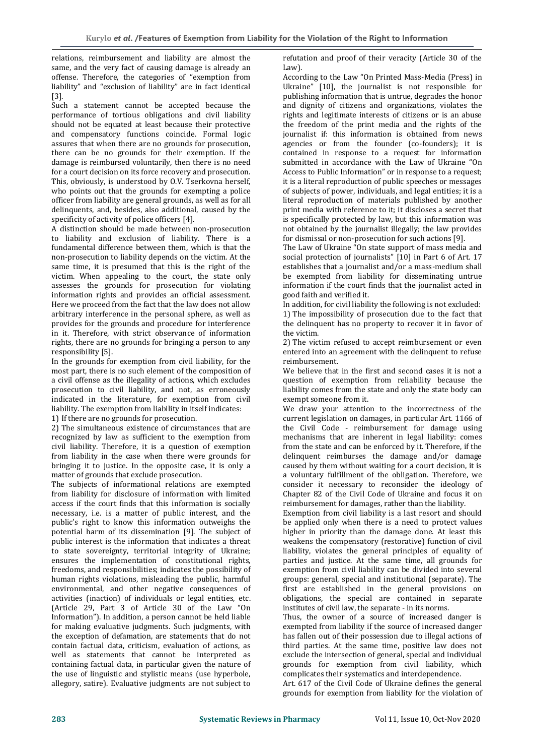relations, reimbursement and liability are almost the same, and the very fact of causing damage is already an offense. Therefore, the categories of "exemption from liability" and "exclusion of liability" are in fact identical [3].

Such a statement cannot be accepted because the performance of tortious obligations and civil liability should not be equated at least because their protective and compensatory functions coincide. Formal logic assures that when there are no grounds for prosecution, there can be no grounds for their exemption. If the damage is reimbursed voluntarily, then there is no need for a court decision on its force recovery and prosecution. This, obviously, is understood by O.V. Tserkovna herself, who points out that the grounds for exempting a police officer from liability are general grounds, as well as for all delinquents, and, besides, also additional, caused by the specificity of activity of police officers [4].

A distinction should be made between non-prosecution to liability and exclusion of liability. There is a fundamental difference between them, which is that the non-prosecution to liability depends on the victim. At the same time, it is presumed that this is the right of the victim. When appealing to the court, the state only assesses the grounds for prosecution for violating information rights and provides an official assessment. Here we proceed from the fact that the law does not allow arbitrary interference in the personal sphere, as well as provides for the grounds and procedure for interference in it. Therefore, with strict observance of information rights, there are no grounds for bringing a person to any responsibility [5].

In the grounds for exemption from civil liability, for the most part, there is no such element of the composition of a civil offense as the illegality of actions, which excludes prosecution to civil liability, and not, as erroneously indicated in the literature, for exemption from civil liability. The exemption from liability in itself indicates:

1) If there are no grounds for prosecution.

2) The simultaneous existence of circumstances that are recognized by law as sufficient to the exemption from civil liability. Therefore, it is a question of exemption from liability in the case when there were grounds for bringing it to justice. In the opposite case, it is only a matter of grounds that exclude prosecution.

The subjects of informational relations are exempted from liability for disclosure of information with limited access if the court finds that this information is socially necessary, i.e. is a matter of public interest, and the public's right to know this information outweighs the potential harm of its dissemination [9]. The subject of public interest is the information that indicates a threat to state sovereignty, territorial integrity of Ukraine; ensures the implementation of constitutional rights, freedoms, and responsibilities; indicates the possibility of human rights violations, misleading the public, harmful environmental, and other negative consequences of activities (inaction) of individuals or legal entities, etc. (Article 29, Part 3 of Article 30 of the Law "On Information"). In addition, a person cannot be held liable for making evaluative judgments. Such judgments, with the exception of defamation, are statements that do not contain factual data, criticism, evaluation of actions, as well as statements that cannot be interpreted as containing factual data, in particular given the nature of the use of linguistic and stylistic means (use hyperbole, allegory, satire). Evaluative judgments are not subject to refutation and proof of their veracity (Article 30 of the Law).

According to the Law "On Printed Mass-Media (Press) in Ukraine" [10], the journalist is not responsible for publishing information that is untrue, degrades the honor and dignity of citizens and organizations, violates the rights and legitimate interests of citizens or is an abuse the freedom of the print media and the rights of the journalist if: this information is obtained from news agencies or from the founder (co-founders); it is contained in response to a request for information submitted in accordance with the Law of Ukraine "On Access to Public Information" or in response to a request; it is a literal reproduction of public speeches or messages of subjects of power, individuals, and legal entities; it is a literal reproduction of materials published by another print media with reference to it; it discloses a secret that is specifically protected by law, but this information was not obtained by the journalist illegally; the law provides for dismissal or non-prosecution for such actions [9].

The Law of Ukraine "On state support of mass media and social protection of journalists" [10] in Part 6 of Art. 17 establishes that a journalist and/or a mass-medium shall be exempted from liability for disseminating untrue information if the court finds that the journalist acted in good faith and verified it.

In addition, for civil liability the following is not excluded:

1) The impossibility of prosecution due to the fact that the delinquent has no property to recover it in favor of the victim.

2) The victim refused to accept reimbursement or even entered into an agreement with the delinquent to refuse reimbursement.

We believe that in the first and second cases it is not a question of exemption from reliability because the liability comes from the state and only the state body can exempt someone from it.

We draw your attention to the incorrectness of the current legislation on damages, in particular Art. 1166 of the Civil Code - reimbursement for damage using mechanisms that are inherent in legal liability: comes from the state and can be enforced by it. Therefore, if the delinquent reimburses the damage and/or damage caused by them without waiting for a court decision, it is a voluntary fulfillment of the obligation. Therefore, we consider it necessary to reconsider the ideology of Chapter 82 of the Civil Code of Ukraine and focus it on reimbursement for damages, rather than the liability.

Exemption from civil liability is a last resort and should be applied only when there is a need to protect values higher in priority than the damage done. At least this weakens the compensatory (restorative) function of civil liability, violates the general principles of equality of parties and justice. At the same time, all grounds for exemption from civil liability can be divided into several groups: general, special and institutional (separate). The first are established in the general provisions on obligations, the special are contained in separate institutes of civil law, the separate - in its norms.

Thus, the owner of a source of increased danger is exempted from liability if the source of increased danger has fallen out of their possession due to illegal actions of third parties. At the same time, positive law does not exclude the intersection of general, special and individual grounds for exemption from civil liability, which complicates their systematics and interdependence.

Art. 617 of the Civil Code of Ukraine defines the general grounds for exemption from liability for the violation of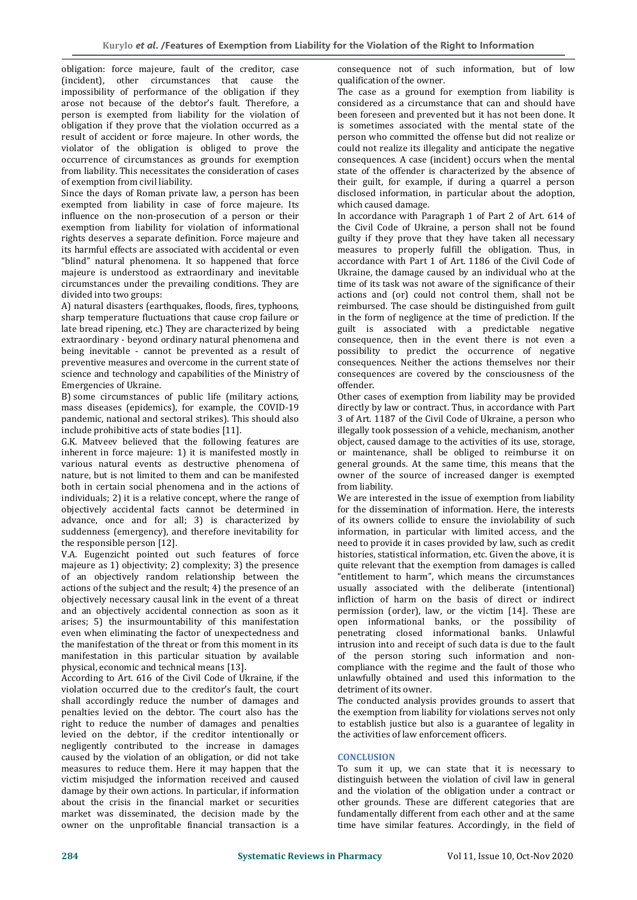obligation: force majeure, fault of the creditor, case (incident), other circumstances that cause the impossibility of performance of the obligation if they arose not because of the debtor's fault. Therefore, a person is exempted from liability for the violation of obligation if they prove that the violation occurred as a result of accident or force majeure. In other words, the violator of the obligation is obliged to prove the occurrence of circumstances as grounds for exemption from liability. This necessitates the consideration of cases of exemption from civil liability.

Since the days of Roman private law, a person has been exempted from liability in case of force majeure. Its influence on the non-prosecution of a person or their exemption from liability for violation of informational rights deserves a separate definition. Force majeure and its harmful effects are associated with accidental or even "blind" natural phenomena. It so happened that force majeure is understood as extraordinary and inevitable circumstances under the prevailing conditions. They are divided into two groups:

A) natural disasters (earthquakes, floods, fires, typhoons, sharp temperature fluctuations that cause crop failure or late bread ripening, etc.) They are characterized by being extraordinary - beyond ordinary natural phenomena and being inevitable - cannot be prevented as a result of preventive measures and overcome in the current state of science and technology and capabilities of the Ministry of Emergencies of Ukraine.

B) some circumstances of public life (military actions, mass diseases (epidemics), for example, the COVID-19 pandemic, national and sectoral strikes). This should also include prohibitive acts of state bodies [11].

G.K. Matveev believed that the following features are inherent in force majeure: 1) it is manifested mostly in various natural events as destructive phenomena of nature, but is not limited to them and can be manifested both in certain social phenomena and in the actions of individuals; 2) it is a relative concept, where the range of objectively accidental facts cannot be determined in advance, once and for all; 3) is characterized by suddenness (emergency), and therefore inevitability for the responsible person [12].

V.A. Eugenzicht pointed out such features of force majeure as 1) objectivity; 2) complexity; 3) the presence of an objectively random relationship between the actions of the subject and the result; 4) the presence of an objectively necessary causal link in the event of a threat and an objectively accidental connection as soon as it arises; 5) the insurmountability of this manifestation even when eliminating the factor of unexpectedness and the manifestation of the threat or from this moment in its manifestation in this particular situation by available physical, economic and technical means [13].

According to Art. 616 of the Civil Code of Ukraine, if the violation occurred due to the creditor's fault, the court shall accordingly reduce the number of damages and penalties levied on the debtor. The court also has the right to reduce the number of damages and penalties levied on the debtor, if the creditor intentionally or negligently contributed to the increase in damages caused by the violation of an obligation, or did not take measures to reduce them. Here it may happen that the victim misjudged the information received and caused damage by their own actions. In particular, if information about the crisis in the financial market or securities market was disseminated, the decision made by the owner on the unprofitable financial transaction is a consequence not of such information, but of low qualification of the owner.

The case as a ground for exemption from liability is considered as a circumstance that can and should have been foreseen and prevented but it has not been done. It is sometimes associated with the mental state of the person who committed the offense but did not realize or could not realize its illegality and anticipate the negative consequences. A case (incident) occurs when the mental state of the offender is characterized by the absence of their guilt, for example, if during a quarrel a person disclosed information, in particular about the adoption, which caused damage.

In accordance with Paragraph 1 of Part 2 of Art. 614 of the Civil Code of Ukraine, a person shall not be found guilty if they prove that they have taken all necessary measures to properly fulfill the obligation. Thus, in accordance with Part 1 of Art. 1186 of the Civil Code of Ukraine, the damage caused by an individual who at the time of its task was not aware of the significance of their actions and (or) could not control them, shall not be reimbursed. The case should be distinguished from guilt in the form of negligence at the time of prediction. If the guilt is associated with a predictable negative consequence, then in the event there is not even a possibility to predict the occurrence of negative consequences. Neither the actions themselves nor their consequences are covered by the consciousness of the offender.

Other cases of exemption from liability may be provided directly by law or contract. Thus, in accordance with Part 3 of Art. 1187 of the Civil Code of Ukraine, a person who illegally took possession of a vehicle, mechanism, another object, caused damage to the activities of its use, storage, or maintenance, shall be obliged to reimburse it on general grounds. At the same time, this means that the owner of the source of increased danger is exempted from liability.

We are interested in the issue of exemption from liability for the dissemination of information. Here, the interests of its owners collide to ensure the inviolability of such information, in particular with limited access, and the need to provide it in cases provided by law, such as credit histories, statistical information, etc. Given the above, it is quite relevant that the exemption from damages is called "entitlement to harm", which means the circumstances usually associated with the deliberate (intentional) infliction of harm on the basis of direct or indirect permission (order), law, or the victim [14]. These are open informational banks, or the possibility of penetrating closed informational banks. Unlawful intrusion into and receipt of such data is due to the fault of the person storing such information and non-compliance with the regime and the fault of those who unlawfully obtained and used this information to the detriment of its owner.

The conducted analysis provides grounds to assert that the exemption from liability for violations serves not only to establish justice but also is a guarantee of legality in the activities of law enforcement officers.

## CONCLUSION

To sum it up, we can state that it is necessary to distinguish between the violation of civil law in general and the violation of the obligation under a contract or other grounds. These are different categories that are fundamentally different from each other and at the same time have similar features. Accordingly, in the field of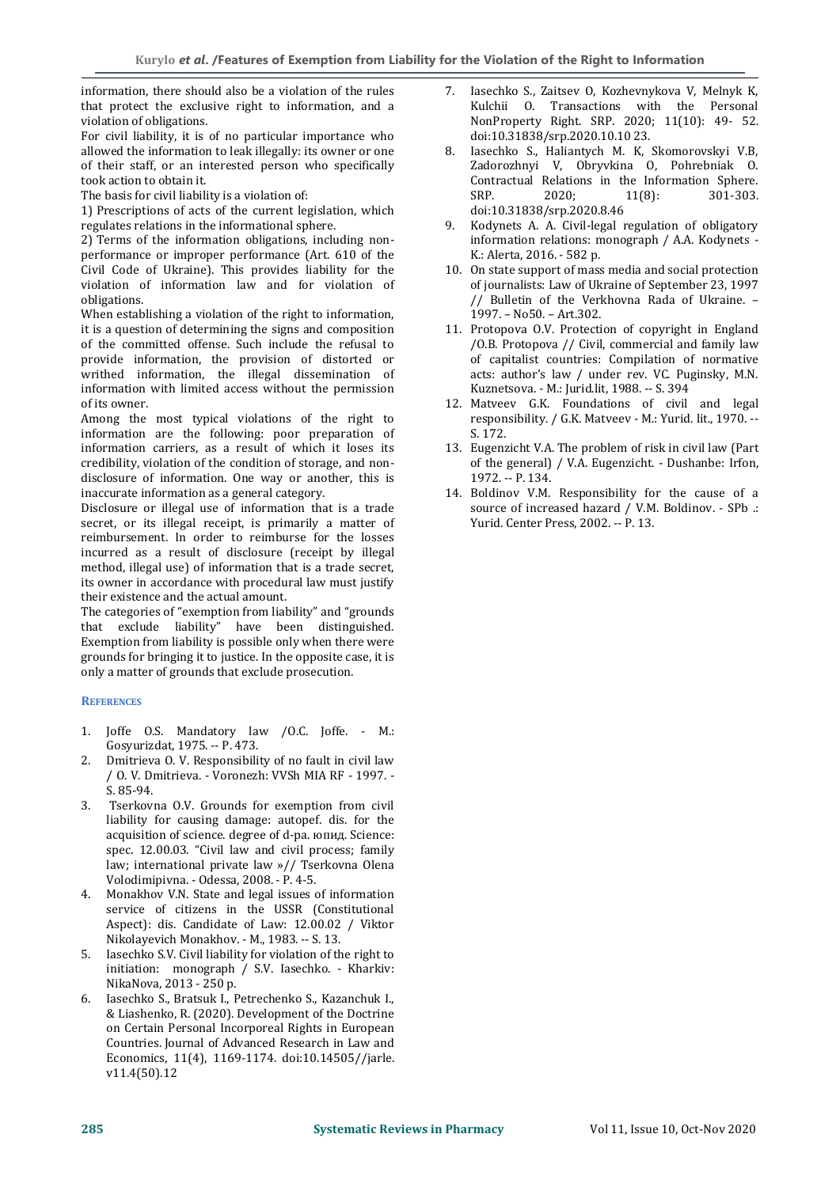information, there should also be a violation of the rules that protect the exclusive right to information, and a violation of obligations.

For civil liability, it is of no particular importance who allowed the information to leak illegally: its owner or one of their staff, or an interested person who specifically took action to obtain it.

The basis for civil liability is a violation of:

1) Prescriptions of acts of the current legislation, which regulates relations in the informational sphere.

2) Terms of the information obligations, including non-performance or improper performance (Art. 610 of the Civil Code of Ukraine). This provides liability for the violation of information law and for violation of obligations.

When establishing a violation of the right to information, it is a question of determining the signs and composition of the committed offense. Such include the refusal to provide information, the provision of distorted or writhed information, the illegal dissemination of information with limited access without the permission of its owner.

Among the most typical violations of the right to information are the following: poor preparation of information carriers, as a result of which it loses its credibility, violation of the condition of storage, and non-disclosure of information. One way or another, this is inaccurate information as a general category.

Disclosure or illegal use of information that is a trade secret, or its illegal receipt, is primarily a matter of reimbursement. In order to reimburse for the losses incurred as a result of disclosure (receipt by illegal method, illegal use) of information that is a trade secret, its owner in accordance with procedural law must justify their existence and the actual amount.

The categories of "exemption from liability" and "grounds that exclude liability" have been distinguished. Exemption from liability is possible only when there were grounds for bringing it to justice. In the opposite case, it is only a matter of grounds that exclude prosecution.

## REFERENCES

1. Joffe O.S. Mandatory law /O.C. Joffe. - M.: Gosyurizdat, 1975. -- P. 473.
2. Dmitrieva O. V. Responsibility of no fault in civil law / O. V. Dmitrieva. - Voronezh: VVSh MIA RF - 1997. - S. 85-94.
3. Tserkovna O.V. Grounds for exemption from civil liability for causing damage: autopef. dis. for the acquisition of science. degree of d-pa. юпид. Science: spec. 12.00.03. "Civil law and civil process; family law; international private law »// Tserkovna Olena Volodimipivna. - Odessa, 2008. - P. 4-5.
4. Monakhov V.N. State and legal issues of information service of citizens in the USSR (Constitutional Aspect): dis. Candidate of Law: 12.00.02 / Viktor Nikolayevich Monakhov. - M., 1983. -- S. 13.
5. Iasechko S.V. Civil liability for violation of the right to initiation: monograph / S.V. Iasechko. - Kharkiv: NikaNova, 2013 - 250 p.
6. Iasechko S., Bratsuk I., Petrechenko S., Kazanchuk I., & Liashenko, R. (2020). Development of the Doctrine on Certain Personal Incorporeal Rights in European Countries. Journal of Advanced Research in Law and Economics, 11(4), 1169-1174. doi:10.14505//jarle. v11.4(50).12
7. Iasechko S., Zaitsev O, Kozhevnykova V, Melnyk K, Kulchii O. Transactions with the Personal NonProperty Right. SRP. 2020; 11(10): 49- 52. doi:10.31838/srp.2020.10.10 23.
8. Iasechko S., Haliantych M. K, Skomorovskyi V.B, Zadorozhnyi V, Obryvkina O, Pohrebniak O. Contractual Relations in the Information Sphere. SRP. 2020; 11(8): 301-303. doi:10.31838/srp.2020.8.46
9. Kodynets A. A. Civil-legal regulation of obligatory information relations: monograph / A.A. Kodynets - K.: Alerta, 2016. - 582 p.
10. On state support of mass media and social protection of journalists: Law of Ukraine of September 23, 1997 // Bulletin of the Verkhovna Rada of Ukraine. – 1997. – No50. – Art.302.
11. Protopova O.V. Protection of copyright in England /O.B. Protopova // Civil, commercial and family law of capitalist countries: Compilation of normative acts: author's law / under rev. VC. Puginsky, M.N. Kuznetsova. - M.: Jurid.lit, 1988. -- S. 394
12. Matveev G.K. Foundations of civil and legal responsibility. / G.K. Matveev - M.: Yurid. lit., 1970. -- S. 172.
13. Eugenzicht V.A. The problem of risk in civil law (Part of the general) / V.A. Eugenzicht. - Dushanbe: Irfon, 1972. -- P. 134.
14. Boldinov V.M. Responsibility for the cause of a source of increased hazard / V.M. Boldinov. - SPb .: Yurid. Center Press, 2002. -- P. 13.